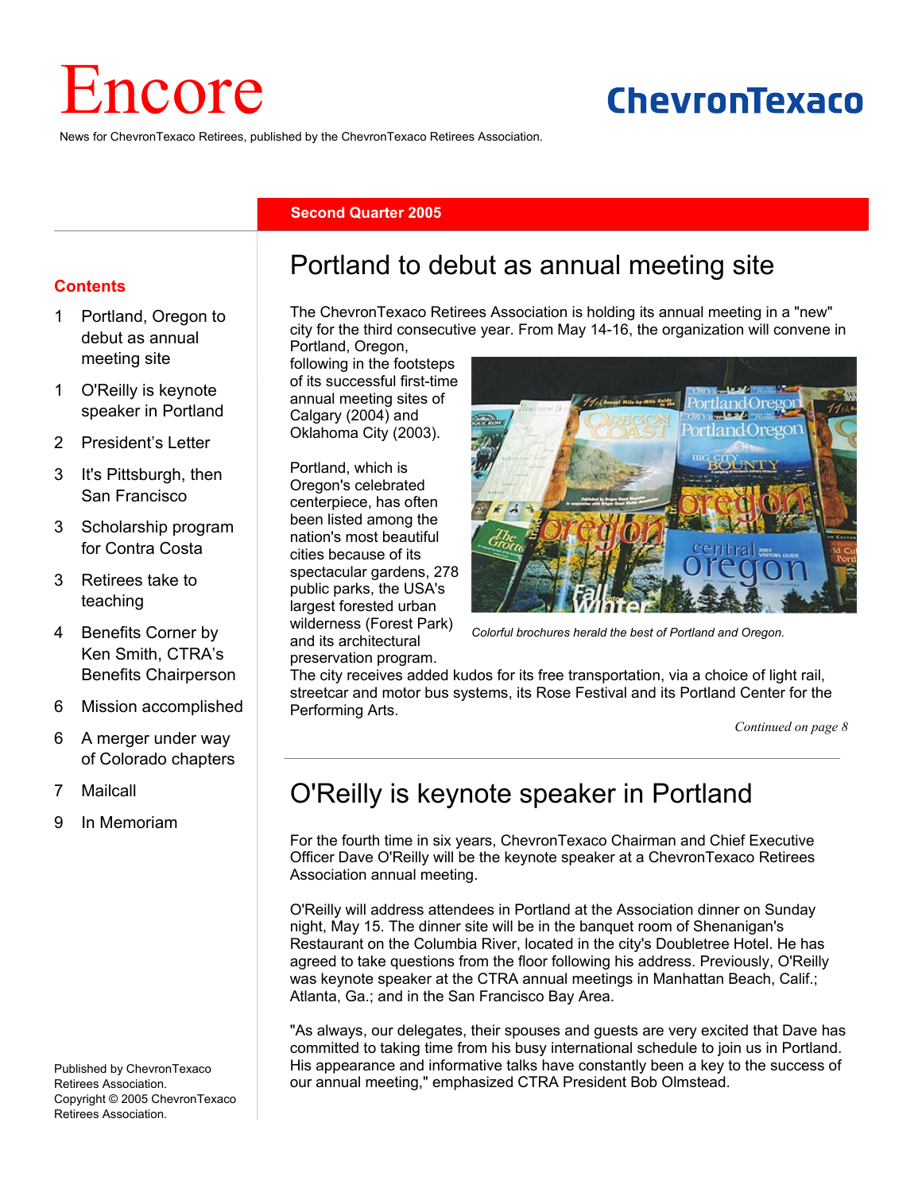# Encore

**ChevronTexaco**

News for ChevronTexaco Retirees, published by the ChevronTexaco Retirees Association.

**Second Quarter 2005**

## Contents

1 Portland, Oregon to debut as annual meeting site

1 O'Reilly is keynote speaker in Portland

2 President's Letter

3 It's Pittsburgh, then San Francisco

3 Scholarship program for Contra Costa

3 Retirees take to teaching

4 Benefits Corner by Ken Smith, CTRA's Benefits Chairperson

6 Mission accomplished

6 A merger under way of Colorado chapters

7 Mailcall

9 In Memoriam

Published by ChevronTexaco Retirees Association.
Copyright © 2005 ChevronTexaco Retirees Association.

## Portland to debut as annual meeting site

The ChevronTexaco Retirees Association is holding its annual meeting in a "new" city for the third consecutive year. From May 14-16, the organization will convene in Portland, Oregon, following in the footsteps of its successful first-time annual meeting sites of Calgary (2004) and Oklahoma City (2003).

Portland, which is Oregon's celebrated centerpiece, has often been listed among the nation's most beautiful cities because of its spectacular gardens, 278 public parks, the USA's largest forested urban wilderness (Forest Park) and its architectural preservation program. The city receives added kudos for its free transportation, via a choice of light rail, streetcar and motor bus systems, its Rose Festival and its Portland Center for the Performing Arts.

*Colorful brochures herald the best of Portland and Oregon.*

*Continued on page 8*

## O'Reilly is keynote speaker in Portland

For the fourth time in six years, ChevronTexaco Chairman and Chief Executive Officer Dave O'Reilly will be the keynote speaker at a ChevronTexaco Retirees Association annual meeting.

O'Reilly will address attendees in Portland at the Association dinner on Sunday night, May 15. The dinner site will be in the banquet room of Shenanigan's Restaurant on the Columbia River, located in the city's Doubletree Hotel. He has agreed to take questions from the floor following his address. Previously, O'Reilly was keynote speaker at the CTRA annual meetings in Manhattan Beach, Calif.; Atlanta, Ga.; and in the San Francisco Bay Area.

"As always, our delegates, their spouses and guests are very excited that Dave has committed to taking time from his busy international schedule to join us in Portland. His appearance and informative talks have constantly been a key to the success of our annual meeting," emphasized CTRA President Bob Olmstead.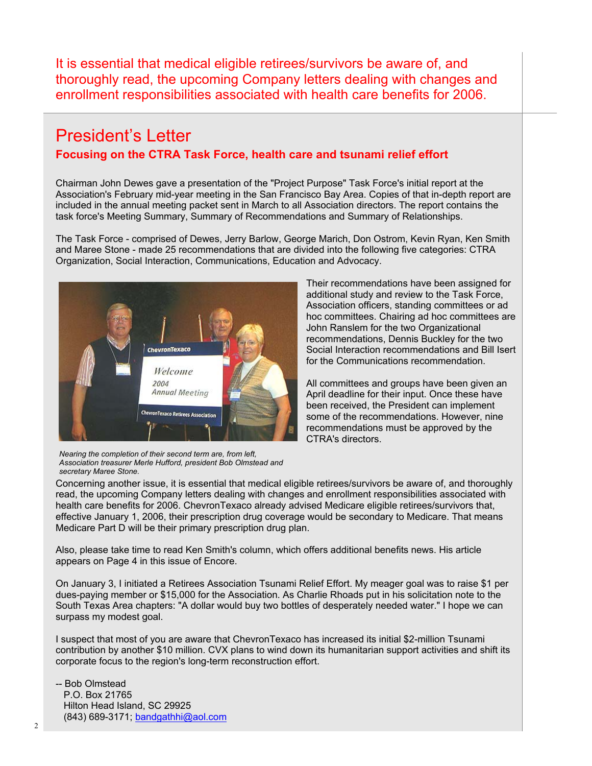It is essential that medical eligible retirees/survivors be aware of, and thoroughly read, the upcoming Company letters dealing with changes and enrollment responsibilities associated with health care benefits for 2006.

# President's Letter

### Focusing on the CTRA Task Force, health care and tsunami relief effort

Chairman John Dewes gave a presentation of the "Project Purpose" Task Force's initial report at the Association's February mid-year meeting in the San Francisco Bay Area. Copies of that in-depth report are included in the annual meeting packet sent in March to all Association directors. The report contains the task force's Meeting Summary, Summary of Recommendations and Summary of Relationships.

The Task Force - comprised of Dewes, Jerry Barlow, George Marich, Don Ostrom, Kevin Ryan, Ken Smith and Maree Stone - made 25 recommendations that are divided into the following five categories: CTRA Organization, Social Interaction, Communications, Education and Advocacy.

*Nearing the completion of their second term are, from left, Association treasurer Merle Hufford, president Bob Olmstead and secretary Maree Stone.*

Their recommendations have been assigned for additional study and review to the Task Force, Association officers, standing committees or ad hoc committees. Chairing ad hoc committees are John Ranslem for the two Organizational recommendations, Dennis Buckley for the two Social Interaction recommendations and Bill Isert for the Communications recommendation.

All committees and groups have been given an April deadline for their input. Once these have been received, the President can implement some of the recommendations. However, nine recommendations must be approved by the CTRA's directors.

Concerning another issue, it is essential that medical eligible retirees/survivors be aware of, and thoroughly read, the upcoming Company letters dealing with changes and enrollment responsibilities associated with health care benefits for 2006. ChevronTexaco already advised Medicare eligible retirees/survivors that, effective January 1, 2006, their prescription drug coverage would be secondary to Medicare. That means Medicare Part D will be their primary prescription drug plan.

Also, please take time to read Ken Smith's column, which offers additional benefits news. His article appears on Page 4 in this issue of Encore.

On January 3, I initiated a Retirees Association Tsunami Relief Effort. My meager goal was to raise $1 per dues-paying member or $15,000 for the Association. As Charlie Rhoads put in his solicitation note to the South Texas Area chapters: "A dollar would buy two bottles of desperately needed water." I hope we can surpass my modest goal.

I suspect that most of you are aware that ChevronTexaco has increased its initial $2-million Tsunami contribution by another $10 million. CVX plans to wind down its humanitarian support activities and shift its corporate focus to the region's long-term reconstruction effort.

-- Bob Olmstead
P.O. Box 21765
Hilton Head Island, SC 29925
(843) 689-3171; bandgathhi@aol.com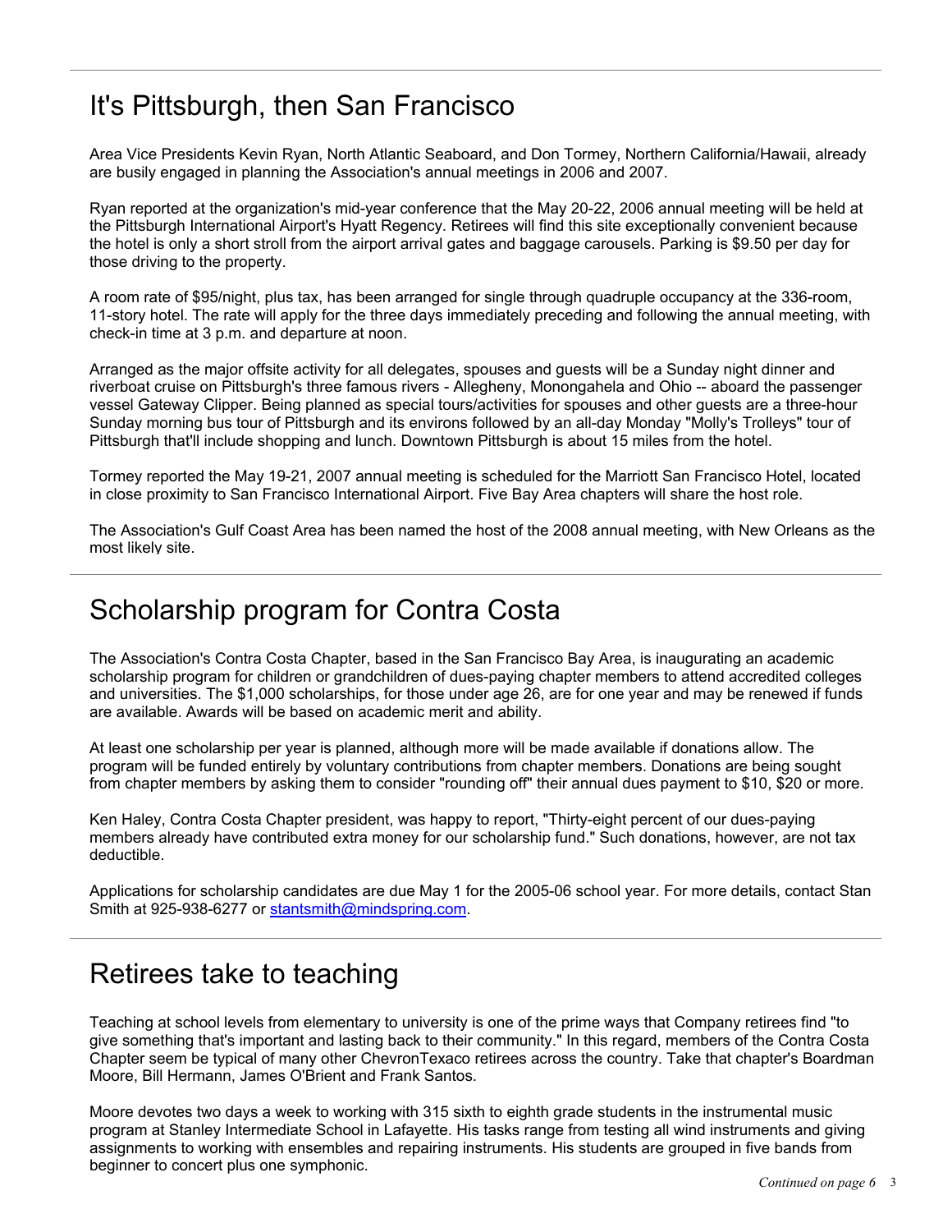## It's Pittsburgh, then San Francisco

Area Vice Presidents Kevin Ryan, North Atlantic Seaboard, and Don Tormey, Northern California/Hawaii, already are busily engaged in planning the Association's annual meetings in 2006 and 2007.

Ryan reported at the organization's mid-year conference that the May 20-22, 2006 annual meeting will be held at the Pittsburgh International Airport's Hyatt Regency. Retirees will find this site exceptionally convenient because the hotel is only a short stroll from the airport arrival gates and baggage carousels. Parking is $9.50 per day for those driving to the property.

A room rate of $95/night, plus tax, has been arranged for single through quadruple occupancy at the 336-room, 11-story hotel. The rate will apply for the three days immediately preceding and following the annual meeting, with check-in time at 3 p.m. and departure at noon.

Arranged as the major offsite activity for all delegates, spouses and guests will be a Sunday night dinner and riverboat cruise on Pittsburgh's three famous rivers - Allegheny, Monongahela and Ohio -- aboard the passenger vessel Gateway Clipper. Being planned as special tours/activities for spouses and other guests are a three-hour Sunday morning bus tour of Pittsburgh and its environs followed by an all-day Monday "Molly's Trolleys" tour of Pittsburgh that'll include shopping and lunch. Downtown Pittsburgh is about 15 miles from the hotel.

Tormey reported the May 19-21, 2007 annual meeting is scheduled for the Marriott San Francisco Hotel, located in close proximity to San Francisco International Airport. Five Bay Area chapters will share the host role.

The Association's Gulf Coast Area has been named the host of the 2008 annual meeting, with New Orleans as the most likely site.

## Scholarship program for Contra Costa

The Association's Contra Costa Chapter, based in the San Francisco Bay Area, is inaugurating an academic scholarship program for children or grandchildren of dues-paying chapter members to attend accredited colleges and universities. The $1,000 scholarships, for those under age 26, are for one year and may be renewed if funds are available. Awards will be based on academic merit and ability.

At least one scholarship per year is planned, although more will be made available if donations allow. The program will be funded entirely by voluntary contributions from chapter members. Donations are being sought from chapter members by asking them to consider "rounding off" their annual dues payment to $10, $20 or more.

Ken Haley, Contra Costa Chapter president, was happy to report, "Thirty-eight percent of our dues-paying members already have contributed extra money for our scholarship fund." Such donations, however, are not tax deductible.

Applications for scholarship candidates are due May 1 for the 2005-06 school year. For more details, contact Stan Smith at 925-938-6277 or stantsmith@mindspring.com.

## Retirees take to teaching

Teaching at school levels from elementary to university is one of the prime ways that Company retirees find "to give something that's important and lasting back to their community." In this regard, members of the Contra Costa Chapter seem be typical of many other ChevronTexaco retirees across the country. Take that chapter's Boardman Moore, Bill Hermann, James O'Brient and Frank Santos.

Moore devotes two days a week to working with 315 sixth to eighth grade students in the instrumental music program at Stanley Intermediate School in Lafayette. His tasks range from testing all wind instruments and giving assignments to working with ensembles and repairing instruments. His students are grouped in five bands from beginner to concert plus one symphonic.

*Continued on page 6*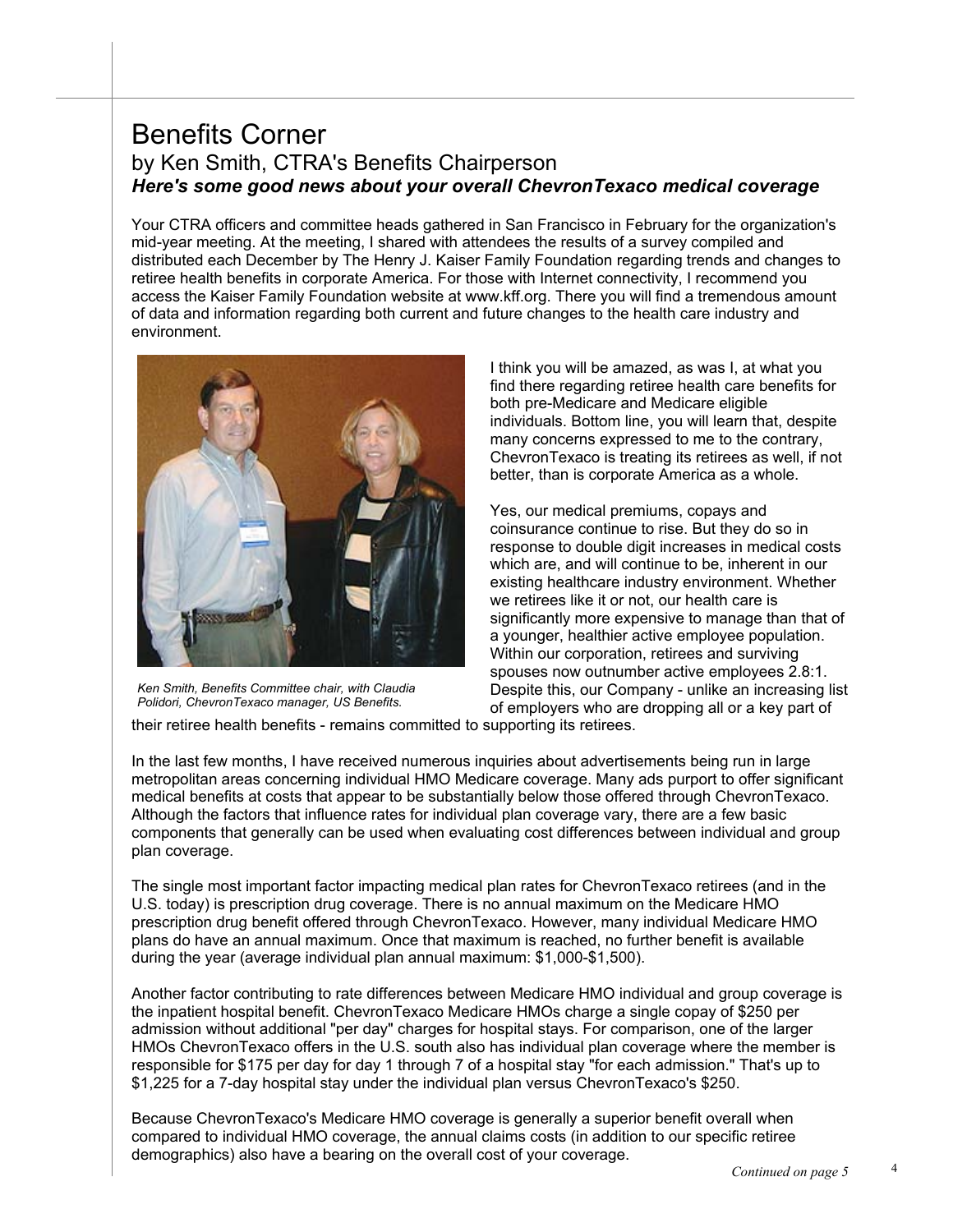# Benefits Corner

## by Ken Smith, CTRA's Benefits Chairperson

### *Here's some good news about your overall ChevronTexaco medical coverage*

Your CTRA officers and committee heads gathered in San Francisco in February for the organization's mid-year meeting. At the meeting, I shared with attendees the results of a survey compiled and distributed each December by The Henry J. Kaiser Family Foundation regarding trends and changes to retiree health benefits in corporate America. For those with Internet connectivity, I recommend you access the Kaiser Family Foundation website at www.kff.org. There you will find a tremendous amount of data and information regarding both current and future changes to the health care industry and environment.

*Ken Smith, Benefits Committee chair, with Claudia Polidori, ChevronTexaco manager, US Benefits.*

I think you will be amazed, as was I, at what you find there regarding retiree health care benefits for both pre-Medicare and Medicare eligible individuals. Bottom line, you will learn that, despite many concerns expressed to me to the contrary, ChevronTexaco is treating its retirees as well, if not better, than is corporate America as a whole.

Yes, our medical premiums, copays and coinsurance continue to rise. But they do so in response to double digit increases in medical costs which are, and will continue to be, inherent in our existing healthcare industry environment. Whether we retirees like it or not, our health care is significantly more expensive to manage than that of a younger, healthier active employee population. Within our corporation, retirees and surviving spouses now outnumber active employees 2.8:1. Despite this, our Company - unlike an increasing list of employers who are dropping all or a key part of their retiree health benefits - remains committed to supporting its retirees.

In the last few months, I have received numerous inquiries about advertisements being run in large metropolitan areas concerning individual HMO Medicare coverage. Many ads purport to offer significant medical benefits at costs that appear to be substantially below those offered through ChevronTexaco. Although the factors that influence rates for individual plan coverage vary, there are a few basic components that generally can be used when evaluating cost differences between individual and group plan coverage.

The single most important factor impacting medical plan rates for ChevronTexaco retirees (and in the U.S. today) is prescription drug coverage. There is no annual maximum on the Medicare HMO prescription drug benefit offered through ChevronTexaco. However, many individual Medicare HMO plans do have an annual maximum. Once that maximum is reached, no further benefit is available during the year (average individual plan annual maximum: $1,000-$1,500).

Another factor contributing to rate differences between Medicare HMO individual and group coverage is the inpatient hospital benefit. ChevronTexaco Medicare HMOs charge a single copay of $250 per admission without additional "per day" charges for hospital stays. For comparison, one of the larger HMOs ChevronTexaco offers in the U.S. south also has individual plan coverage where the member is responsible for $175 per day for day 1 through 7 of a hospital stay "for each admission." That's up to $1,225 for a 7-day hospital stay under the individual plan versus ChevronTexaco's $250.

Because ChevronTexaco's Medicare HMO coverage is generally a superior benefit overall when compared to individual HMO coverage, the annual claims costs (in addition to our specific retiree demographics) also have a bearing on the overall cost of your coverage.

*Continued on page 5*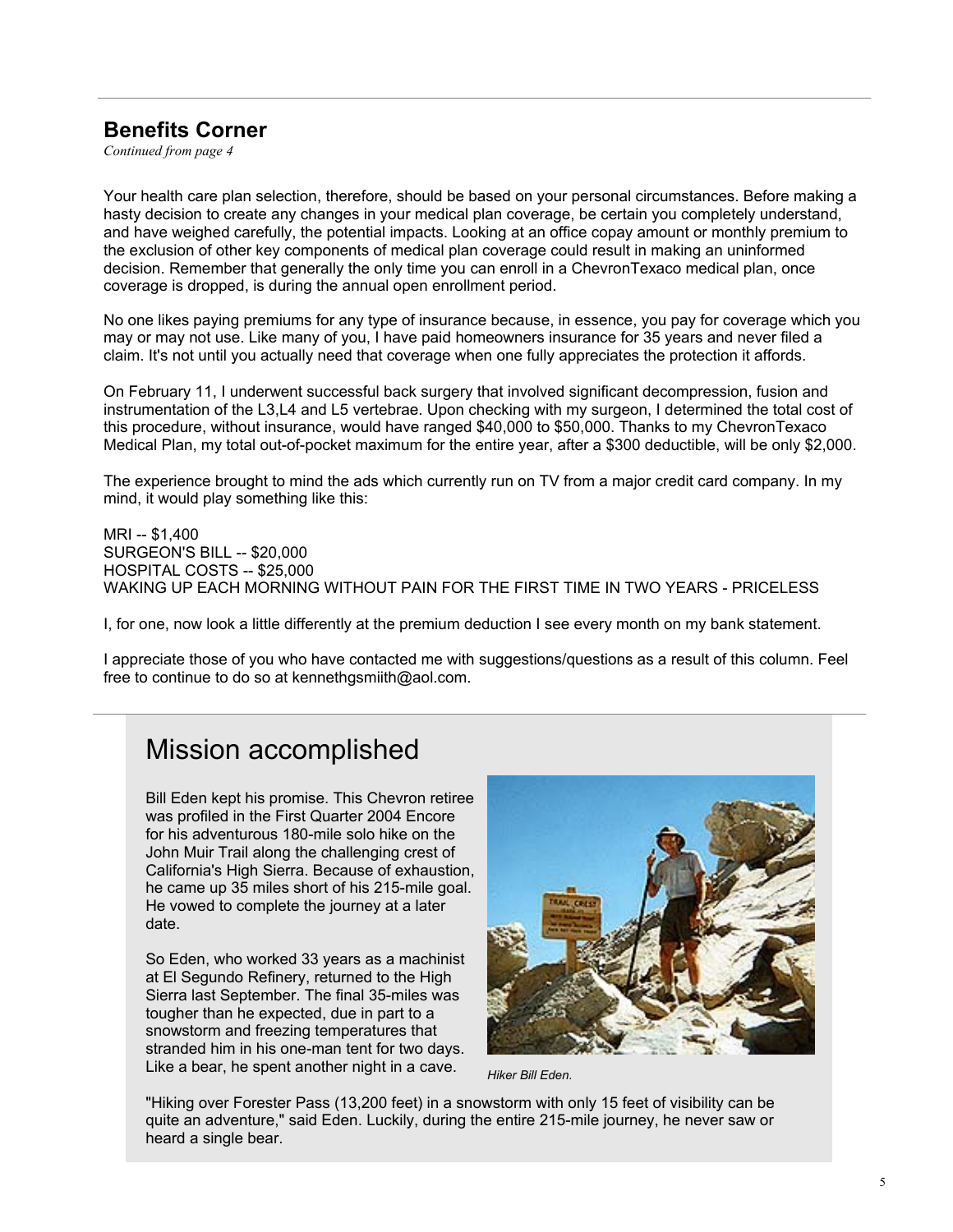## Benefits Corner

*Continued from page 4*

Your health care plan selection, therefore, should be based on your personal circumstances. Before making a hasty decision to create any changes in your medical plan coverage, be certain you completely understand, and have weighed carefully, the potential impacts. Looking at an office copay amount or monthly premium to the exclusion of other key components of medical plan coverage could result in making an uninformed decision. Remember that generally the only time you can enroll in a ChevronTexaco medical plan, once coverage is dropped, is during the annual open enrollment period.

No one likes paying premiums for any type of insurance because, in essence, you pay for coverage which you may or may not use. Like many of you, I have paid homeowners insurance for 35 years and never filed a claim. It's not until you actually need that coverage when one fully appreciates the protection it affords.

On February 11, I underwent successful back surgery that involved significant decompression, fusion and instrumentation of the L3,L4 and L5 vertebrae. Upon checking with my surgeon, I determined the total cost of this procedure, without insurance, would have ranged $40,000 to $50,000. Thanks to my ChevronTexaco Medical Plan, my total out-of-pocket maximum for the entire year, after a $300 deductible, will be only $2,000.

The experience brought to mind the ads which currently run on TV from a major credit card company. In my mind, it would play something like this:

MRI -- $1,400
SURGEON'S BILL -- $20,000
HOSPITAL COSTS -- $25,000
WAKING UP EACH MORNING WITHOUT PAIN FOR THE FIRST TIME IN TWO YEARS - PRICELESS

I, for one, now look a little differently at the premium deduction I see every month on my bank statement.

I appreciate those of you who have contacted me with suggestions/questions as a result of this column. Feel free to continue to do so at kennethgsmiith@aol.com.

# Mission accomplished

Bill Eden kept his promise. This Chevron retiree was profiled in the First Quarter 2004 Encore for his adventurous 180-mile solo hike on the John Muir Trail along the challenging crest of California's High Sierra. Because of exhaustion, he came up 35 miles short of his 215-mile goal. He vowed to complete the journey at a later date.

So Eden, who worked 33 years as a machinist at El Segundo Refinery, returned to the High Sierra last September. The final 35-miles was tougher than he expected, due in part to a snowstorm and freezing temperatures that stranded him in his one-man tent for two days. Like a bear, he spent another night in a cave.

*Hiker Bill Eden.*

"Hiking over Forester Pass (13,200 feet) in a snowstorm with only 15 feet of visibility can be quite an adventure," said Eden. Luckily, during the entire 215-mile journey, he never saw or heard a single bear.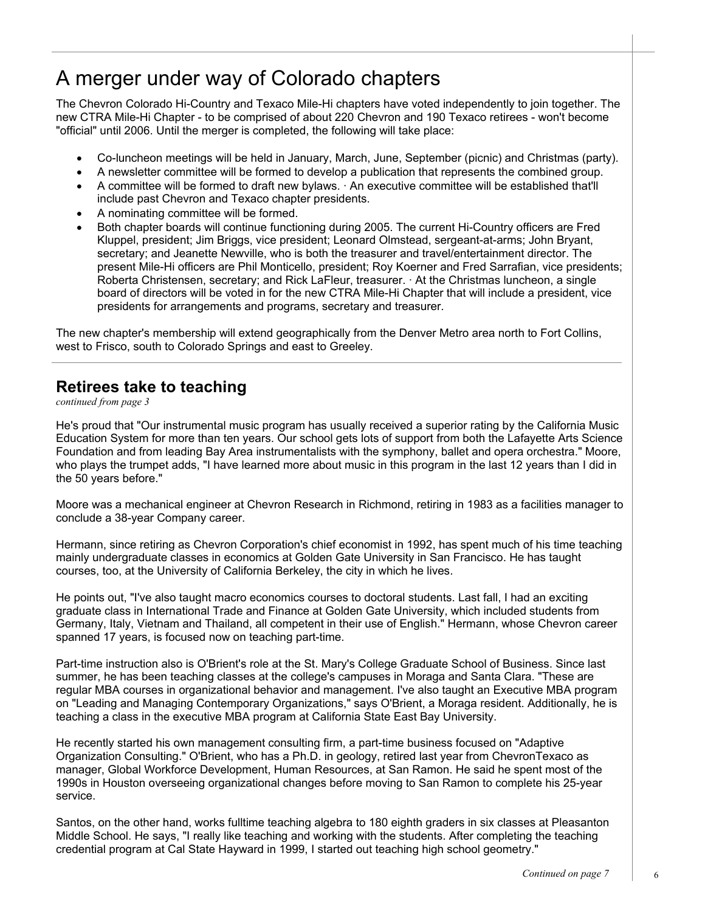# A merger under way of Colorado chapters

The Chevron Colorado Hi-Country and Texaco Mile-Hi chapters have voted independently to join together. The new CTRA Mile-Hi Chapter - to be comprised of about 220 Chevron and 190 Texaco retirees - won't become "official" until 2006. Until the merger is completed, the following will take place:

- Co-luncheon meetings will be held in January, March, June, September (picnic) and Christmas (party).
- A newsletter committee will be formed to develop a publication that represents the combined group.
- A committee will be formed to draft new bylaws. · An executive committee will be established that'll include past Chevron and Texaco chapter presidents.
- A nominating committee will be formed.
- Both chapter boards will continue functioning during 2005. The current Hi-Country officers are Fred Kluppel, president; Jim Briggs, vice president; Leonard Olmstead, sergeant-at-arms; John Bryant, secretary; and Jeanette Newville, who is both the treasurer and travel/entertainment director. The present Mile-Hi officers are Phil Monticello, president; Roy Koerner and Fred Sarrafian, vice presidents; Roberta Christensen, secretary; and Rick LaFleur, treasurer. · At the Christmas luncheon, a single board of directors will be voted in for the new CTRA Mile-Hi Chapter that will include a president, vice presidents for arrangements and programs, secretary and treasurer.

The new chapter's membership will extend geographically from the Denver Metro area north to Fort Collins, west to Frisco, south to Colorado Springs and east to Greeley.

---

## Retirees take to teaching

*continued from page 3*

He's proud that "Our instrumental music program has usually received a superior rating by the California Music Education System for more than ten years. Our school gets lots of support from both the Lafayette Arts Science Foundation and from leading Bay Area instrumentalists with the symphony, ballet and opera orchestra." Moore, who plays the trumpet adds, "I have learned more about music in this program in the last 12 years than I did in the 50 years before."

Moore was a mechanical engineer at Chevron Research in Richmond, retiring in 1983 as a facilities manager to conclude a 38-year Company career.

Hermann, since retiring as Chevron Corporation's chief economist in 1992, has spent much of his time teaching mainly undergraduate classes in economics at Golden Gate University in San Francisco. He has taught courses, too, at the University of California Berkeley, the city in which he lives.

He points out, "I've also taught macro economics courses to doctoral students. Last fall, I had an exciting graduate class in International Trade and Finance at Golden Gate University, which included students from Germany, Italy, Vietnam and Thailand, all competent in their use of English." Hermann, whose Chevron career spanned 17 years, is focused now on teaching part-time.

Part-time instruction also is O'Brient's role at the St. Mary's College Graduate School of Business. Since last summer, he has been teaching classes at the college's campuses in Moraga and Santa Clara. "These are regular MBA courses in organizational behavior and management. I've also taught an Executive MBA program on "Leading and Managing Contemporary Organizations," says O'Brient, a Moraga resident. Additionally, he is teaching a class in the executive MBA program at California State East Bay University.

He recently started his own management consulting firm, a part-time business focused on "Adaptive Organization Consulting." O'Brient, who has a Ph.D. in geology, retired last year from ChevronTexaco as manager, Global Workforce Development, Human Resources, at San Ramon. He said he spent most of the 1990s in Houston overseeing organizational changes before moving to San Ramon to complete his 25-year service.

Santos, on the other hand, works fulltime teaching algebra to 180 eighth graders in six classes at Pleasanton Middle School. He says, "I really like teaching and working with the students. After completing the teaching credential program at Cal State Hayward in 1999, I started out teaching high school geometry."

*Continued on page 7*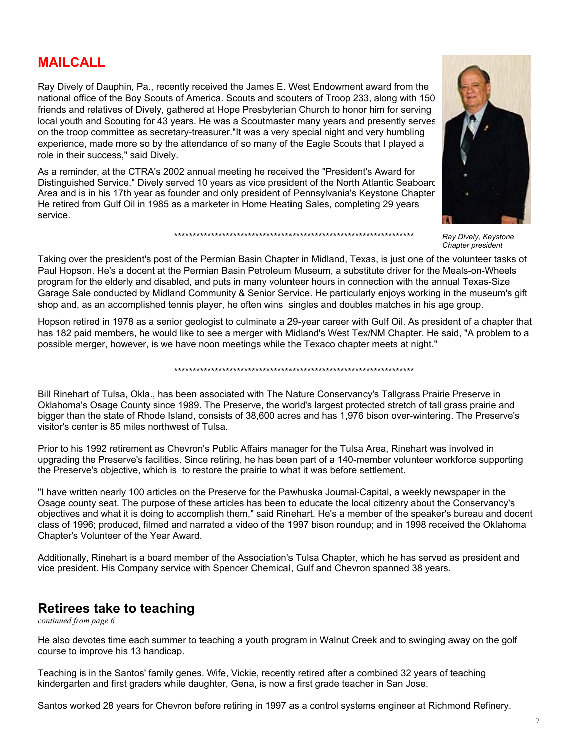## MAILCALL

Ray Dively of Dauphin, Pa., recently received the James E. West Endowment award from the national office of the Boy Scouts of America. Scouts and scouters of Troop 233, along with 150 friends and relatives of Dively, gathered at Hope Presbyterian Church to honor him for serving local youth and Scouting for 43 years. He was a Scoutmaster many years and presently serves on the troop committee as secretary-treasurer."It was a very special night and very humbling experience, made more so by the attendance of so many of the Eagle Scouts that I played a role in their success," said Dively.

As a reminder, at the CTRA's 2002 annual meeting he received the "President's Award for Distinguished Service." Dively served 10 years as vice president of the North Atlantic Seaboard Area and is in his 17th year as founder and only president of Pennsylvania's Keystone Chapter. He retired from Gulf Oil in 1985 as a marketer in Home Heating Sales, completing 29 years service.

*Ray Dively, Keystone Chapter president*

*******************************************************************

Taking over the president's post of the Permian Basin Chapter in Midland, Texas, is just one of the volunteer tasks of Paul Hopson. He's a docent at the Permian Basin Petroleum Museum, a substitute driver for the Meals-on-Wheels program for the elderly and disabled, and puts in many volunteer hours in connection with the annual Texas-Size Garage Sale conducted by Midland Community & Senior Service. He particularly enjoys working in the museum's gift shop and, as an accomplished tennis player, he often wins singles and doubles matches in his age group.

Hopson retired in 1978 as a senior geologist to culminate a 29-year career with Gulf Oil. As president of a chapter that has 182 paid members, he would like to see a merger with Midland's West Tex/NM Chapter. He said, "A problem to a possible merger, however, is we have noon meetings while the Texaco chapter meets at night."

*******************************************************************

Bill Rinehart of Tulsa, Okla., has been associated with The Nature Conservancy's Tallgrass Prairie Preserve in Oklahoma's Osage County since 1989. The Preserve, the world's largest protected stretch of tall grass prairie and bigger than the state of Rhode Island, consists of 38,600 acres and has 1,976 bison over-wintering. The Preserve's visitor's center is 85 miles northwest of Tulsa.

Prior to his 1992 retirement as Chevron's Public Affairs manager for the Tulsa Area, Rinehart was involved in upgrading the Preserve's facilities. Since retiring, he has been part of a 140-member volunteer workforce supporting the Preserve's objective, which is to restore the prairie to what it was before settlement.

"I have written nearly 100 articles on the Preserve for the Pawhuska Journal-Capital, a weekly newspaper in the Osage county seat. The purpose of these articles has been to educate the local citizenry about the Conservancy's objectives and what it is doing to accomplish them," said Rinehart. He's a member of the speaker's bureau and docent class of 1996; produced, filmed and narrated a video of the 1997 bison roundup; and in 1998 received the Oklahoma Chapter's Volunteer of the Year Award.

Additionally, Rinehart is a board member of the Association's Tulsa Chapter, which he has served as president and vice president. His Company service with Spencer Chemical, Gulf and Chevron spanned 38 years.

## Retirees take to teaching

*continued from page 6*

He also devotes time each summer to teaching a youth program in Walnut Creek and to swinging away on the golf course to improve his 13 handicap.

Teaching is in the Santos' family genes. Wife, Vickie, recently retired after a combined 32 years of teaching kindergarten and first graders while daughter, Gena, is now a first grade teacher in San Jose.

Santos worked 28 years for Chevron before retiring in 1997 as a control systems engineer at Richmond Refinery.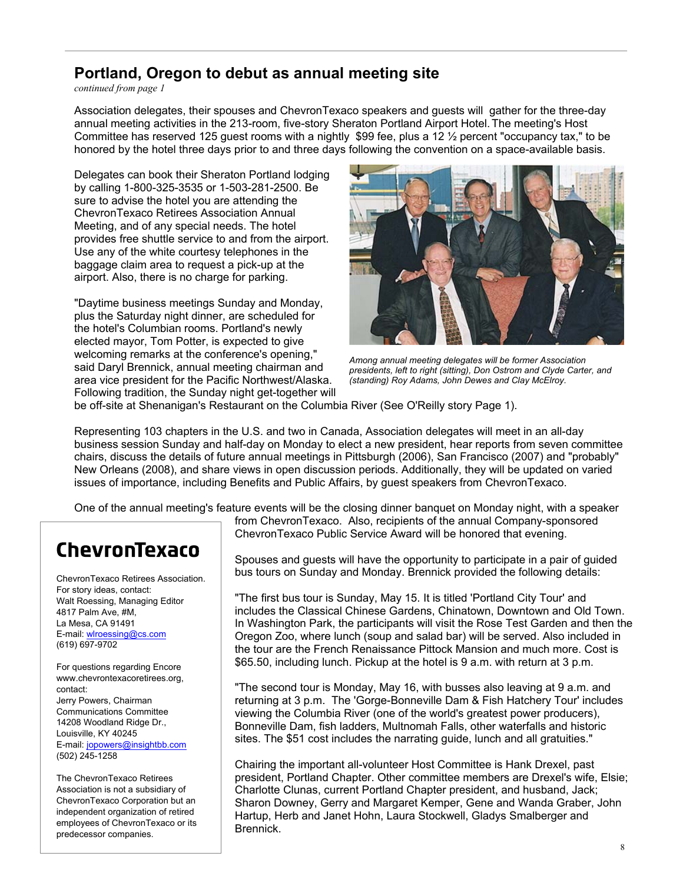## Portland, Oregon to debut as annual meeting site

*continued from page 1*

Association delegates, their spouses and ChevronTexaco speakers and guests will gather for the three-day annual meeting activities in the 213-room, five-story Sheraton Portland Airport Hotel. The meeting's Host Committee has reserved 125 guest rooms with a nightly $99 fee, plus a 12 ½ percent "occupancy tax," to be honored by the hotel three days prior to and three days following the convention on a space-available basis.

Delegates can book their Sheraton Portland lodging by calling 1-800-325-3535 or 1-503-281-2500. Be sure to advise the hotel you are attending the ChevronTexaco Retirees Association Annual Meeting, and of any special needs. The hotel provides free shuttle service to and from the airport. Use any of the white courtesy telephones in the baggage claim area to request a pick-up at the airport. Also, there is no charge for parking.

"Daytime business meetings Sunday and Monday, plus the Saturday night dinner, are scheduled for the hotel's Columbian rooms. Portland's newly elected mayor, Tom Potter, is expected to give welcoming remarks at the conference's opening," said Daryl Brennick, annual meeting chairman and area vice president for the Pacific Northwest/Alaska. Following tradition, the Sunday night get-together will be off-site at Shenanigan's Restaurant on the Columbia River (See O'Reilly story Page 1).

*Among annual meeting delegates will be former Association presidents, left to right (sitting), Don Ostrom and Clyde Carter, and (standing) Roy Adams, John Dewes and Clay McElroy.*

Representing 103 chapters in the U.S. and two in Canada, Association delegates will meet in an all-day business session Sunday and half-day on Monday to elect a new president, hear reports from seven committee chairs, discuss the details of future annual meetings in Pittsburgh (2006), San Francisco (2007) and "probably" New Orleans (2008), and share views in open discussion periods. Additionally, they will be updated on varied issues of importance, including Benefits and Public Affairs, by guest speakers from ChevronTexaco.

One of the annual meeting's feature events will be the closing dinner banquet on Monday night, with a speaker from ChevronTexaco. Also, recipients of the annual Company-sponsored ChevronTexaco Public Service Award will be honored that evening.

Spouses and guests will have the opportunity to participate in a pair of guided bus tours on Sunday and Monday. Brennick provided the following details:

"The first bus tour is Sunday, May 15. It is titled 'Portland City Tour' and includes the Classical Chinese Gardens, Chinatown, Downtown and Old Town. In Washington Park, the participants will visit the Rose Test Garden and then the Oregon Zoo, where lunch (soup and salad bar) will be served. Also included in the tour are the French Renaissance Pittock Mansion and much more. Cost is $65.50, including lunch. Pickup at the hotel is 9 a.m. with return at 3 p.m.

"The second tour is Monday, May 16, with busses also leaving at 9 a.m. and returning at 3 p.m. The 'Gorge-Bonneville Dam & Fish Hatchery Tour' includes viewing the Columbia River (one of the world's greatest power producers), Bonneville Dam, fish ladders, Multnomah Falls, other waterfalls and historic sites. The $51 cost includes the narrating guide, lunch and all gratuities."

Chairing the important all-volunteer Host Committee is Hank Drexel, past president, Portland Chapter. Other committee members are Drexel's wife, Elsie; Charlotte Clunas, current Portland Chapter president, and husband, Jack; Sharon Downey, Gerry and Margaret Kemper, Gene and Wanda Graber, John Hartup, Herb and Janet Hohn, Laura Stockwell, Gladys Smalberger and Brennick.

---

**ChevronTexaco**

ChevronTexaco Retirees Association.
For story ideas, contact:
Walt Roessing, Managing Editor
4817 Palm Ave, #M,
La Mesa, CA 91491
E-mail: wlroessing@cs.com
(619) 697-9702

For questions regarding Encore
www.chevrontexacoretirees.org,
contact:
Jerry Powers, Chairman
Communications Committee
14208 Woodland Ridge Dr.,
Louisville, KY 40245
E-mail: jopowers@insightbb.com
(502) 245-1258

The ChevronTexaco Retirees Association is not a subsidiary of ChevronTexaco Corporation but an independent organization of retired employees of ChevronTexaco or its predecessor companies.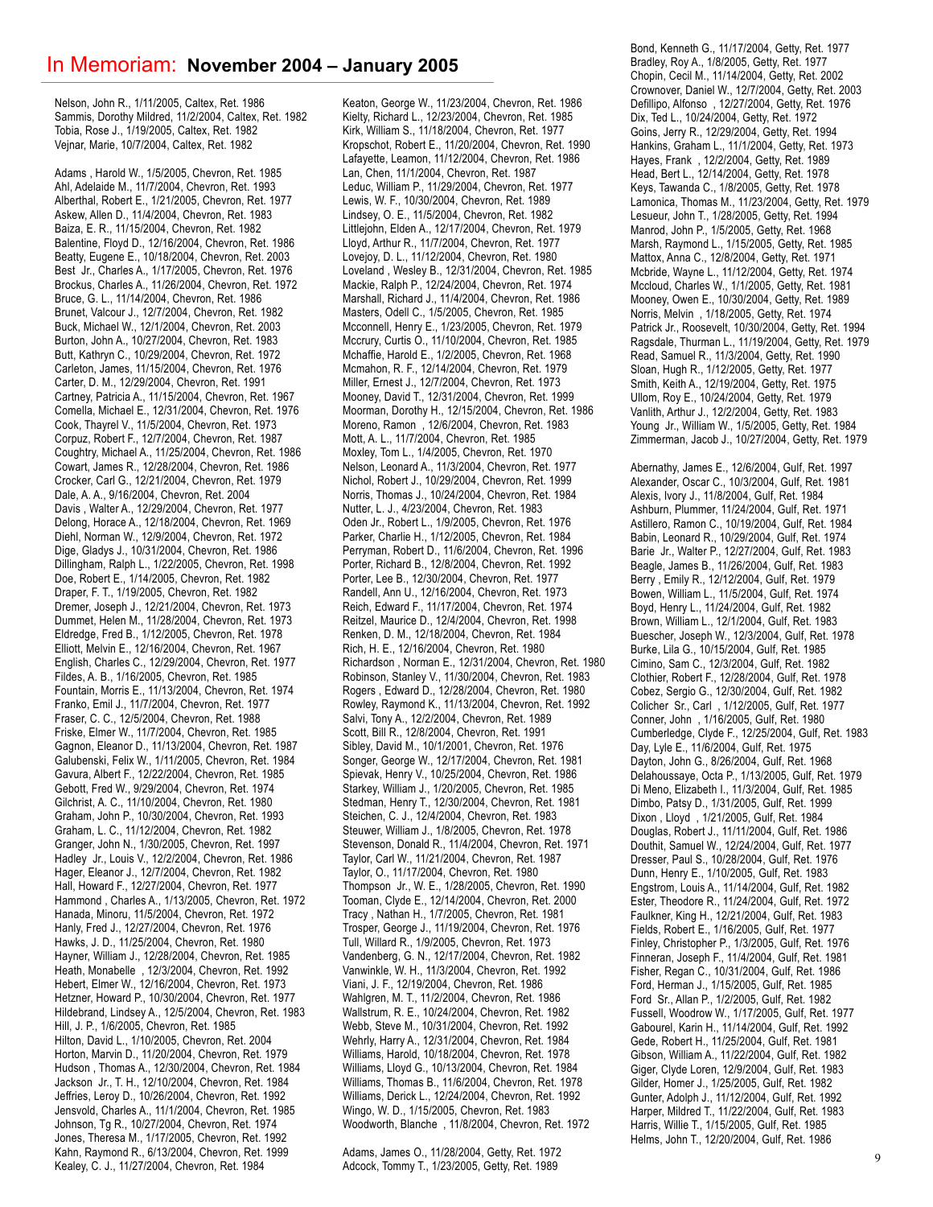# In Memoriam: **November 2004 – January 2005**

Nelson, John R., 1/11/2005, Caltex, Ret. 1986
Sammis, Dorothy Mildred, 11/2/2004, Caltex, Ret. 1982
Tobia, Rose J., 1/19/2005, Caltex, Ret. 1982
Vejnar, Marie, 10/7/2004, Caltex, Ret. 1982

Adams , Harold W., 1/5/2005, Chevron, Ret. 1985
Ahl, Adelaide M., 11/7/2004, Chevron, Ret. 1993
Alberthal, Robert E., 1/21/2005, Chevron, Ret. 1977
Askew, Allen D., 11/4/2004, Chevron, Ret. 1983
Baiza, E. R., 11/15/2004, Chevron, Ret. 1982
Balentine, Floyd D., 12/16/2004, Chevron, Ret. 1986
Beatty, Eugene E., 10/18/2004, Chevron, Ret. 2003
Best Jr., Charles A., 1/17/2005, Chevron, Ret. 1976
Brockus, Charles A., 11/26/2004, Chevron, Ret. 1972
Bruce, G. L., 11/14/2004, Chevron, Ret. 1986
Brunet, Valcour J., 12/7/2004, Chevron, Ret. 1982
Buck, Michael W., 12/1/2004, Chevron, Ret. 2003
Burton, John A., 10/27/2004, Chevron, Ret. 1983
Butt, Kathryn C., 10/29/2004, Chevron, Ret. 1972
Carleton, James, 11/15/2004, Chevron, Ret. 1976
Carter, D. M., 12/29/2004, Chevron, Ret. 1991
Cartney, Patricia A., 11/15/2004, Chevron, Ret. 1967
Comella, Michael E., 12/31/2004, Chevron, Ret. 1976
Cook, Thayrel V., 11/5/2004, Chevron, Ret. 1973
Corpuz, Robert F., 12/7/2004, Chevron, Ret. 1987
Coughtry, Michael A., 11/25/2004, Chevron, Ret. 1986
Cowart, James R., 12/28/2004, Chevron, Ret. 1986
Crocker, Carl G., 12/21/2004, Chevron, Ret. 1979
Dale, A. A., 9/16/2004, Chevron, Ret. 2004
Davis , Walter A., 12/29/2004, Chevron, Ret. 1977
Delong, Horace A., 12/18/2004, Chevron, Ret. 1969
Diehl, Norman W., 12/9/2004, Chevron, Ret. 1972
Dige, Gladys J., 10/31/2004, Chevron, Ret. 1986
Dillingham, Ralph L., 1/22/2005, Chevron, Ret. 1998
Doe, Robert E., 1/14/2005, Chevron, Ret. 1982
Draper, F. T., 1/19/2005, Chevron, Ret. 1982
Dremer, Joseph J., 12/21/2004, Chevron, Ret. 1973
Dummet, Helen M., 11/28/2004, Chevron, Ret. 1973
Eldredge, Fred B., 1/12/2005, Chevron, Ret. 1978
Elliott, Melvin E., 12/16/2004, Chevron, Ret. 1967
English, Charles C., 12/29/2004, Chevron, Ret. 1977
Fildes, A. B., 1/16/2005, Chevron, Ret. 1985
Fountain, Morris E., 11/13/2004, Chevron, Ret. 1974
Franko, Emil J., 11/7/2004, Chevron, Ret. 1977
Fraser, C. C., 12/5/2004, Chevron, Ret. 1988
Friske, Elmer W., 11/7/2004, Chevron, Ret. 1985
Gagnon, Eleanor D., 11/13/2004, Chevron, Ret. 1987
Galubenski, Felix W., 1/11/2005, Chevron, Ret. 1984
Gavura, Albert F., 12/22/2004, Chevron, Ret. 1985
Gebott, Fred W., 9/29/2004, Chevron, Ret. 1974
Gilchrist, A. C., 11/10/2004, Chevron, Ret. 1980
Graham, John P., 10/30/2004, Chevron, Ret. 1993
Graham, L. C., 11/12/2004, Chevron, Ret. 1982
Granger, John N., 1/30/2005, Chevron, Ret. 1997
Hadley Jr., Louis V., 12/2/2004, Chevron, Ret. 1986
Hager, Eleanor J., 12/7/2004, Chevron, Ret. 1982
Hall, Howard F., 12/27/2004, Chevron, Ret. 1977
Hammond , Charles A., 1/13/2005, Chevron, Ret. 1972
Hanada, Minoru, 11/5/2004, Chevron, Ret. 1972
Hanly, Fred J., 12/27/2004, Chevron, Ret. 1976
Hawks, J. D., 11/25/2004, Chevron, Ret. 1980
Hayner, William J., 12/28/2004, Chevron, Ret. 1985
Heath, Monabelle , 12/3/2004, Chevron, Ret. 1992
Hebert, Elmer W., 12/16/2004, Chevron, Ret. 1973
Hetzner, Howard P., 10/30/2004, Chevron, Ret. 1977
Hildebrand, Lindsey A., 12/5/2004, Chevron, Ret. 1983
Hill, J. P., 1/6/2005, Chevron, Ret. 1985
Hilton, David L., 1/10/2005, Chevron, Ret. 2004
Horton, Marvin D., 11/20/2004, Chevron, Ret. 1979
Hudson , Thomas A., 12/30/2004, Chevron, Ret. 1984
Jackson Jr., T. H., 12/10/2004, Chevron, Ret. 1984
Jeffries, Leroy D., 10/26/2004, Chevron, Ret. 1992
Jensvold, Charles A., 11/1/2004, Chevron, Ret. 1985
Johnson, Tg R., 10/27/2004, Chevron, Ret. 1974
Jones, Theresa M., 1/17/2005, Chevron, Ret. 1992
Kahn, Raymond R., 6/13/2004, Chevron, Ret. 1999
Kealey, C. J., 11/27/2004, Chevron, Ret. 1984
Keaton, George W., 11/23/2004, Chevron, Ret. 1986
Kielty, Richard L., 12/23/2004, Chevron, Ret. 1985
Kirk, William S., 11/18/2004, Chevron, Ret. 1977
Kropschot, Robert E., 11/20/2004, Chevron, Ret. 1990
Lafayette, Leamon, 11/12/2004, Chevron, Ret. 1986
Lan, Chen, 11/1/2004, Chevron, Ret. 1987
Leduc, William P., 11/29/2004, Chevron, Ret. 1977
Lewis, W. F., 10/30/2004, Chevron, Ret. 1989
Lindsey, O. E., 11/5/2004, Chevron, Ret. 1982
Littlejohn, Elden A., 12/17/2004, Chevron, Ret. 1979
Lloyd, Arthur R., 11/7/2004, Chevron, Ret. 1977
Lovejoy, D. L., 11/12/2004, Chevron, Ret. 1980
Loveland , Wesley B., 12/31/2004, Chevron, Ret. 1985
Mackie, Ralph P., 12/24/2004, Chevron, Ret. 1974
Marshall, Richard J., 11/4/2004, Chevron, Ret. 1986
Masters, Odell C., 1/5/2005, Chevron, Ret. 1985
Mcconnell, Henry E., 1/23/2005, Chevron, Ret. 1979
Mccrury, Curtis O., 11/10/2004, Chevron, Ret. 1985
Mchaffie, Harold E., 1/2/2005, Chevron, Ret. 1968
Mcmahon, R. F., 12/14/2004, Chevron, Ret. 1979
Miller, Ernest J., 12/7/2004, Chevron, Ret. 1973
Mooney, David T., 12/31/2004, Chevron, Ret. 1999
Moorman, Dorothy H., 12/15/2004, Chevron, Ret. 1986
Moreno, Ramon , 12/6/2004, Chevron, Ret. 1983
Mott, A. L., 11/7/2004, Chevron, Ret. 1985
Moxley, Tom L., 1/4/2005, Chevron, Ret. 1970
Nelson, Leonard A., 11/3/2004, Chevron, Ret. 1977
Nichol, Robert J., 10/29/2004, Chevron, Ret. 1999
Norris, Thomas J., 10/24/2004, Chevron, Ret. 1984
Nutter, L. J., 4/23/2004, Chevron, Ret. 1983
Oden Jr., Robert L., 1/9/2005, Chevron, Ret. 1976
Parker, Charlie H., 1/12/2005, Chevron, Ret. 1984
Perryman, Robert D., 11/6/2004, Chevron, Ret. 1996
Porter, Richard B., 12/8/2004, Chevron, Ret. 1992
Porter, Lee B., 12/30/2004, Chevron, Ret. 1977
Randell, Ann U., 12/16/2004, Chevron, Ret. 1973
Reich, Edward F., 11/17/2004, Chevron, Ret. 1974
Reitzel, Maurice D., 12/4/2004, Chevron, Ret. 1998
Renken, D. M., 12/18/2004, Chevron, Ret. 1984
Rich, H. E., 12/16/2004, Chevron, Ret. 1980
Richardson , Norman E., 12/31/2004, Chevron, Ret. 1980
Robinson, Stanley V., 11/30/2004, Chevron, Ret. 1983
Rogers , Edward D., 12/28/2004, Chevron, Ret. 1980
Rowley, Raymond K., 11/13/2004, Chevron, Ret. 1992
Salvi, Tony A., 12/2/2004, Chevron, Ret. 1989
Scott, Bill R., 12/8/2004, Chevron, Ret. 1991
Sibley, David M., 10/1/2001, Chevron, Ret. 1976
Songer, George W., 12/17/2004, Chevron, Ret. 1981
Spievak, Henry V., 10/25/2004, Chevron, Ret. 1986
Starkey, William J., 1/20/2005, Chevron, Ret. 1985
Stedman, Henry T., 12/30/2004, Chevron, Ret. 1981
Steichen, C. J., 12/4/2004, Chevron, Ret. 1983
Steuwer, William J., 1/8/2005, Chevron, Ret. 1978
Stevenson, Donald R., 11/4/2004, Chevron, Ret. 1971
Taylor, Carl W., 11/21/2004, Chevron, Ret. 1987
Taylor, O., 11/17/2004, Chevron, Ret. 1980
Thompson Jr., W. E., 1/28/2005, Chevron, Ret. 1990
Tooman, Clyde E., 12/14/2004, Chevron, Ret. 2000
Tracy , Nathan H., 1/7/2005, Chevron, Ret. 1981
Trosper, George J., 11/19/2004, Chevron, Ret. 1976
Tull, Willard R., 1/9/2005, Chevron, Ret. 1973
Vandenberg, G. N., 12/17/2004, Chevron, Ret. 1982
Vanwinkle, W. H., 11/3/2004, Chevron, Ret. 1992
Viani, J. F., 12/19/2004, Chevron, Ret. 1986
Wahlgren, M. T., 11/2/2004, Chevron, Ret. 1986
Wallstrum, R. E., 10/24/2004, Chevron, Ret. 1982
Webb, Steve M., 10/31/2004, Chevron, Ret. 1992
Wehrly, Harry A., 12/31/2004, Chevron, Ret. 1984
Williams, Harold, 10/18/2004, Chevron, Ret. 1978
Williams, Lloyd G., 10/13/2004, Chevron, Ret. 1984
Williams, Thomas B., 11/6/2004, Chevron, Ret. 1978
Williams, Derick L., 12/24/2004, Chevron, Ret. 1992
Wingo, W. D., 1/15/2005, Chevron, Ret. 1983
Woodworth, Blanche , 11/8/2004, Chevron, Ret. 1972

Adams, James O., 11/28/2004, Getty, Ret. 1972
Adcock, Tommy T., 1/23/2005, Getty, Ret. 1989
Bond, Kenneth G., 11/17/2004, Getty, Ret. 1977
Bradley, Roy A., 1/8/2005, Getty, Ret. 1977
Chopin, Cecil M., 11/14/2004, Getty, Ret. 2002
Crownover, Daniel W., 12/7/2004, Getty, Ret. 2003
Defillipo, Alfonso , 12/27/2004, Getty, Ret. 1976
Dix, Ted L., 10/24/2004, Getty, Ret. 1972
Goins, Jerry R., 12/29/2004, Getty, Ret. 1994
Hankins, Graham L., 11/1/2004, Getty, Ret. 1973
Hayes, Frank , 12/2/2004, Getty, Ret. 1989
Head, Bert L., 12/14/2004, Getty, Ret. 1978
Keys, Tawanda C., 1/8/2005, Getty, Ret. 1978
Lamonica, Thomas M., 11/23/2004, Getty, Ret. 1979
Lesueur, John T., 1/28/2005, Getty, Ret. 1994
Manrod, John P., 1/5/2005, Getty, Ret. 1968
Marsh, Raymond L., 1/15/2005, Getty, Ret. 1985
Mattox, Anna C., 12/8/2004, Getty, Ret. 1971
Mcbride, Wayne L., 11/12/2004, Getty, Ret. 1974
Mccloud, Charles W., 1/1/2005, Getty, Ret. 1981
Mooney, Owen E., 10/30/2004, Getty, Ret. 1989
Norris, Melvin , 1/18/2005, Getty, Ret. 1974
Patrick Jr., Roosevelt, 10/30/2004, Getty, Ret. 1994
Ragsdale, Thurman L., 11/19/2004, Getty, Ret. 1979
Read, Samuel R., 11/3/2004, Getty, Ret. 1990
Sloan, Hugh R., 1/12/2005, Getty, Ret. 1977
Smith, Keith A., 12/19/2004, Getty, Ret. 1975
Ullom, Roy E., 10/24/2004, Getty, Ret. 1979
Vanlith, Arthur J., 12/2/2004, Getty, Ret. 1983
Young Jr., William W., 1/5/2005, Getty, Ret. 1984
Zimmerman, Jacob J., 10/27/2004, Getty, Ret. 1979

Abernathy, James E., 12/6/2004, Gulf, Ret. 1997
Alexander, Oscar C., 10/3/2004, Gulf, Ret. 1981
Alexis, Ivory J., 11/8/2004, Gulf, Ret. 1984
Ashburn, Plummer, 11/24/2004, Gulf, Ret. 1971
Astillero, Ramon C., 10/19/2004, Gulf, Ret. 1984
Babin, Leonard R., 10/29/2004, Gulf, Ret. 1974
Barie Jr., Walter P., 12/27/2004, Gulf, Ret. 1983
Beagle, James B., 11/26/2004, Gulf, Ret. 1983
Berry , Emily R., 12/12/2004, Gulf, Ret. 1979
Bowen, William L., 11/5/2004, Gulf, Ret. 1974
Boyd, Henry L., 11/24/2004, Gulf, Ret. 1982
Brown, William L., 12/1/2004, Gulf, Ret. 1983
Buescher, Joseph W., 12/3/2004, Gulf, Ret. 1978
Burke, Lila G., 10/15/2004, Gulf, Ret. 1985
Cimino, Sam C., 12/3/2004, Gulf, Ret. 1982
Clothier, Robert F., 12/28/2004, Gulf, Ret. 1978
Cobez, Sergio G., 12/30/2004, Gulf, Ret. 1982
Colicher Sr., Carl , 1/12/2005, Gulf, Ret. 1977
Conner, John , 1/16/2005, Gulf, Ret. 1980
Cumberledge, Clyde F., 12/25/2004, Gulf, Ret. 1983
Day, Lyle E., 11/6/2004, Gulf, Ret. 1975
Dayton, John G., 8/26/2004, Gulf, Ret. 1968
Delahoussaye, Octa P., 1/13/2005, Gulf, Ret. 1979
Di Meno, Elizabeth I., 11/3/2004, Gulf, Ret. 1985
Dimbo, Patsy D., 1/31/2005, Gulf, Ret. 1999
Dixon , Lloyd , 1/21/2005, Gulf, Ret. 1984
Douglas, Robert J., 11/11/2004, Gulf, Ret. 1986
Douthit, Samuel W., 12/24/2004, Gulf, Ret. 1977
Dresser, Paul S., 10/28/2004, Gulf, Ret. 1976
Dunn, Henry E., 1/10/2005, Gulf, Ret. 1983
Engstrom, Louis A., 11/14/2004, Gulf, Ret. 1982
Ester, Theodore R., 11/24/2004, Gulf, Ret. 1972
Faulkner, King H., 12/21/2004, Gulf, Ret. 1983
Fields, Robert E., 1/16/2005, Gulf, Ret. 1977
Finley, Christopher P., 1/3/2005, Gulf, Ret. 1976
Finneran, Joseph F., 11/4/2004, Gulf, Ret. 1981
Fisher, Regan C., 10/31/2004, Gulf, Ret. 1986
Ford, Herman J., 1/15/2005, Gulf, Ret. 1985
Ford Sr., Allan P., 1/2/2005, Gulf, Ret. 1982
Fussell, Woodrow W., 1/17/2005, Gulf, Ret. 1977
Gabourel, Karin H., 11/14/2004, Gulf, Ret. 1992
Gede, Robert H., 11/25/2004, Gulf, Ret. 1981
Gibson, William A., 11/22/2004, Gulf, Ret. 1982
Giger, Clyde Loren, 12/9/2004, Gulf, Ret. 1983
Gilder, Homer J., 1/25/2005, Gulf, Ret. 1982
Gunter, Adolph J., 11/12/2004, Gulf, Ret. 1992
Harper, Mildred T., 11/22/2004, Gulf, Ret. 1983
Harris, Willie T., 1/15/2005, Gulf, Ret. 1985
Helms, John T., 12/20/2004, Gulf, Ret. 1986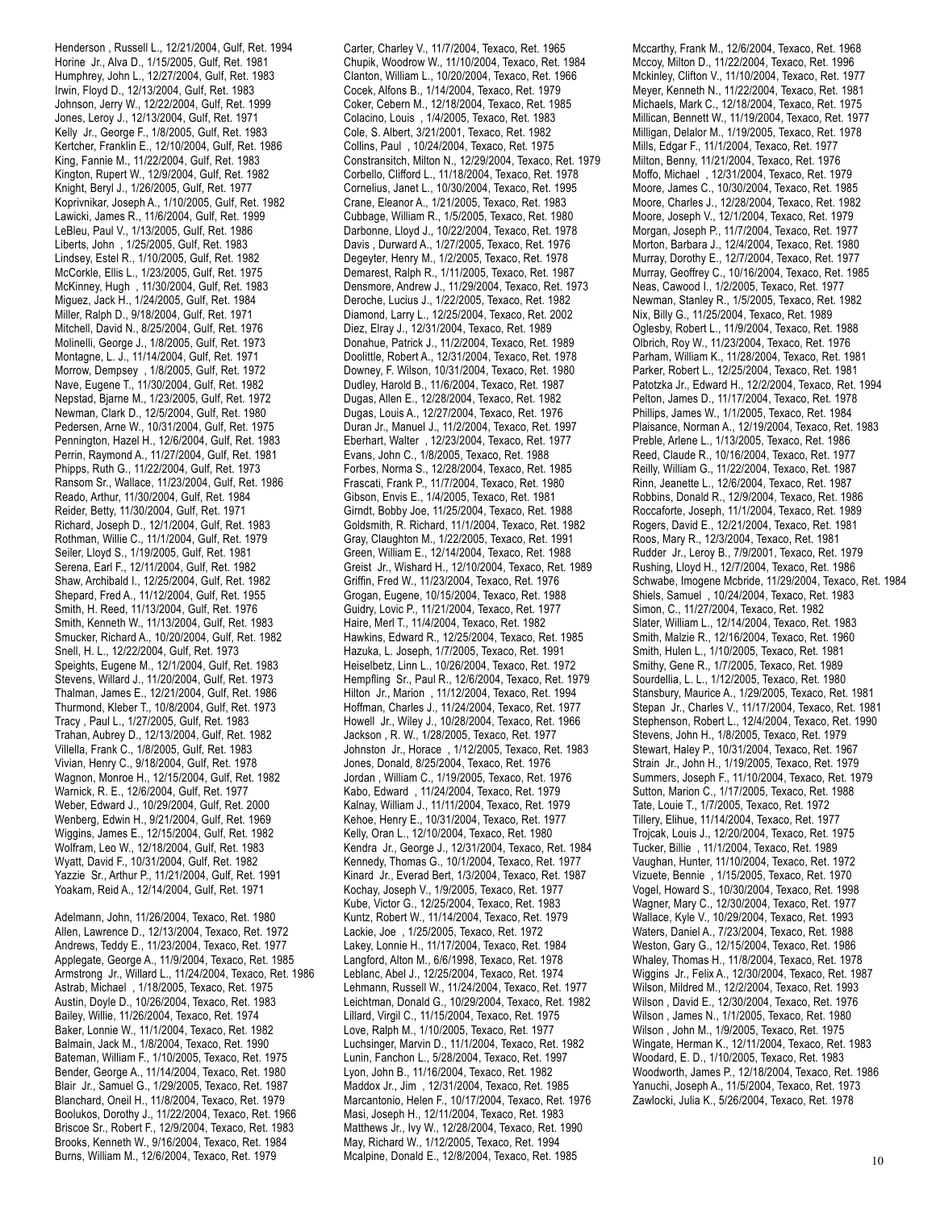Henderson , Russell L., 12/21/2004, Gulf, Ret. 1994
Horine Jr., Alva D., 1/15/2005, Gulf, Ret. 1981
Humphrey, John L., 12/27/2004, Gulf, Ret. 1983
Irwin, Floyd D., 12/13/2004, Gulf, Ret. 1983
Johnson, Jerry W., 12/22/2004, Gulf, Ret. 1999
Jones, Leroy J., 12/13/2004, Gulf, Ret. 1971
Kelly Jr., George F., 1/8/2005, Gulf, Ret. 1983
Kertcher, Franklin E., 12/10/2004, Gulf, Ret. 1986
King, Fannie M., 11/22/2004, Gulf, Ret. 1983
Kington, Rupert W., 12/9/2004, Gulf, Ret. 1982
Knight, Beryl J., 1/26/2005, Gulf, Ret. 1977
Koprivnikar, Joseph A., 1/10/2005, Gulf, Ret. 1982
Lawicki, James R., 11/6/2004, Gulf, Ret. 1999
LeBleu, Paul V., 1/13/2005, Gulf, Ret. 1986
Liberts, John , 1/25/2005, Gulf, Ret. 1983
Lindsey, Estel R., 1/10/2005, Gulf, Ret. 1982
McCorkle, Ellis L., 1/23/2005, Gulf, Ret. 1975
McKinney, Hugh , 11/30/2004, Gulf, Ret. 1983
Miguez, Jack H., 1/24/2005, Gulf, Ret. 1984
Miller, Ralph D., 9/18/2004, Gulf, Ret. 1971
Mitchell, David N., 8/25/2004, Gulf, Ret. 1976
Molinelli, George J., 1/8/2005, Gulf, Ret. 1973
Montagne, L. J., 11/14/2004, Gulf, Ret. 1971
Morrow, Dempsey , 1/8/2005, Gulf, Ret. 1972
Nave, Eugene T., 11/30/2004, Gulf, Ret. 1982
Nepstad, Bjarne M., 1/23/2005, Gulf, Ret. 1972
Newman, Clark D., 12/5/2004, Gulf, Ret. 1980
Pedersen, Arne W., 10/31/2004, Gulf, Ret. 1975
Pennington, Hazel H., 12/6/2004, Gulf, Ret. 1983
Perrin, Raymond A., 11/27/2004, Gulf, Ret. 1981
Phipps, Ruth G., 11/22/2004, Gulf, Ret. 1973
Ransom Sr., Wallace, 11/23/2004, Gulf, Ret. 1986
Reado, Arthur, 11/30/2004, Gulf, Ret. 1984
Reider, Betty, 11/30/2004, Gulf, Ret. 1971
Richard, Joseph D., 12/1/2004, Gulf, Ret. 1983
Rothman, Willie C., 11/1/2004, Gulf, Ret. 1979
Seiler, Lloyd S., 1/19/2005, Gulf, Ret. 1981
Serena, Earl F., 12/11/2004, Gulf, Ret. 1982
Shaw, Archibald I., 12/25/2004, Gulf, Ret. 1982
Shepard, Fred A., 11/12/2004, Gulf, Ret. 1955
Smith, H. Reed, 11/13/2004, Gulf, Ret. 1976
Smith, Kenneth W., 11/13/2004, Gulf, Ret. 1983
Smucker, Richard A., 10/20/2004, Gulf, Ret. 1982
Snell, H. L., 12/22/2004, Gulf, Ret. 1973
Speights, Eugene M., 12/1/2004, Gulf, Ret. 1983
Stevens, Willard J., 11/20/2004, Gulf, Ret. 1973
Thalman, James E., 12/21/2004, Gulf, Ret. 1986
Thurmond, Kleber T., 10/8/2004, Gulf, Ret. 1973
Tracy , Paul L., 1/27/2005, Gulf, Ret. 1983
Trahan, Aubrey D., 12/13/2004, Gulf, Ret. 1982
Villella, Frank C., 1/8/2005, Gulf, Ret. 1983
Vivian, Henry C., 9/18/2004, Gulf, Ret. 1978
Wagnon, Monroe H., 12/15/2004, Gulf, Ret. 1982
Warnick, R. E., 12/6/2004, Gulf, Ret. 1977
Weber, Edward J., 10/29/2004, Gulf, Ret. 2000
Wenberg, Edwin H., 9/21/2004, Gulf, Ret. 1969
Wiggins, James E., 12/15/2004, Gulf, Ret. 1982
Wolfram, Leo W., 12/18/2004, Gulf, Ret. 1983
Wyatt, David F., 10/31/2004, Gulf, Ret. 1982
Yazzie Sr., Arthur P., 11/21/2004, Gulf, Ret. 1991
Yoakam, Reid A., 12/14/2004, Gulf, Ret. 1971

Adelmann, John, 11/26/2004, Texaco, Ret. 1980
Allen, Lawrence D., 12/13/2004, Texaco, Ret. 1972
Andrews, Teddy E., 11/23/2004, Texaco, Ret. 1977
Applegate, George A., 11/9/2004, Texaco, Ret. 1985
Armstrong Jr., Willard L., 11/24/2004, Texaco, Ret. 1986
Astrab, Michael , 1/18/2005, Texaco, Ret. 1975
Austin, Doyle D., 10/26/2004, Texaco, Ret. 1983
Bailey, Willie, 11/26/2004, Texaco, Ret. 1974
Baker, Lonnie W., 11/1/2004, Texaco, Ret. 1982
Balmain, Jack M., 1/8/2004, Texaco, Ret. 1990
Bateman, William F., 1/10/2005, Texaco, Ret. 1975
Bender, George A., 11/14/2004, Texaco, Ret. 1980
Blair Jr., Samuel G., 1/29/2005, Texaco, Ret. 1987
Blanchard, Oneil H., 11/8/2004, Texaco, Ret. 1979
Boolukos, Dorothy J., 11/22/2004, Texaco, Ret. 1966
Briscoe Sr., Robert F., 12/9/2004, Texaco, Ret. 1983
Brooks, Kenneth W., 9/16/2004, Texaco, Ret. 1984
Burns, William M., 12/6/2004, Texaco, Ret. 1979
Carter, Charley V., 11/7/2004, Texaco, Ret. 1965
Chupik, Woodrow W., 11/10/2004, Texaco, Ret. 1984
Clanton, William L., 10/20/2004, Texaco, Ret. 1966
Cocek, Alfons B., 1/14/2004, Texaco, Ret. 1979
Coker, Cebern M., 12/18/2004, Texaco, Ret. 1985
Colacino, Louis , 1/4/2005, Texaco, Ret. 1983
Cole, S. Albert, 3/21/2001, Texaco, Ret. 1982
Collins, Paul , 10/24/2004, Texaco, Ret. 1975
Constransitch, Milton N., 12/29/2004, Texaco, Ret. 1979
Corbello, Clifford L., 11/18/2004, Texaco, Ret. 1978
Cornelius, Janet L., 10/30/2004, Texaco, Ret. 1995
Crane, Eleanor A., 1/21/2005, Texaco, Ret. 1983
Cubbage, William R., 1/5/2005, Texaco, Ret. 1980
Darbonne, Lloyd J., 10/22/2004, Texaco, Ret. 1978
Davis , Durward A., 1/27/2005, Texaco, Ret. 1976
Degeyter, Henry M., 1/2/2005, Texaco, Ret. 1978
Demarest, Ralph R., 1/11/2005, Texaco, Ret. 1987
Densmore, Andrew J., 11/29/2004, Texaco, Ret. 1973
Deroche, Lucius J., 1/22/2005, Texaco, Ret. 1982
Diamond, Larry L., 12/25/2004, Texaco, Ret. 2002
Diez, Elray J., 12/31/2004, Texaco, Ret. 1989
Donahue, Patrick J., 11/2/2004, Texaco, Ret. 1989
Doolittle, Robert A., 12/31/2004, Texaco, Ret. 1978
Downey, F. Wilson, 10/31/2004, Texaco, Ret. 1980
Dudley, Harold B., 11/6/2004, Texaco, Ret. 1987
Dugas, Allen E., 12/28/2004, Texaco, Ret. 1982
Dugas, Louis A., 12/27/2004, Texaco, Ret. 1976
Duran Jr., Manuel J., 11/2/2004, Texaco, Ret. 1997
Eberhart, Walter , 12/23/2004, Texaco, Ret. 1977
Evans, John C., 1/8/2005, Texaco, Ret. 1988
Forbes, Norma S., 12/28/2004, Texaco, Ret. 1985
Frascati, Frank P., 11/7/2004, Texaco, Ret. 1980
Gibson, Envis E., 1/4/2005, Texaco, Ret. 1981
Girndt, Bobby Joe, 11/25/2004, Texaco, Ret. 1988
Goldsmith, R. Richard, 11/1/2004, Texaco, Ret. 1982
Gray, Claughton M., 1/22/2005, Texaco, Ret. 1991
Green, William E., 12/14/2004, Texaco, Ret. 1988
Greist Jr., Wishard H., 12/10/2004, Texaco, Ret. 1989
Griffin, Fred W., 11/23/2004, Texaco, Ret. 1976
Grogan, Eugene, 10/15/2004, Texaco, Ret. 1988
Guidry, Lovic P., 11/21/2004, Texaco, Ret. 1977
Haire, Merl T., 11/4/2004, Texaco, Ret. 1982
Hawkins, Edward R., 12/25/2004, Texaco, Ret. 1985
Hazuka, L. Joseph, 1/7/2005, Texaco, Ret. 1991
Heiselbetz, Linn L., 10/26/2004, Texaco, Ret. 1972
Hempfling Sr., Paul R., 12/6/2004, Texaco, Ret. 1979
Hilton Jr., Marion , 11/12/2004, Texaco, Ret. 1994
Hoffman, Charles J., 11/24/2004, Texaco, Ret. 1977
Howell Jr., Wiley J., 10/28/2004, Texaco, Ret. 1966
Jackson , R. W., 1/28/2005, Texaco, Ret. 1977
Johnston Jr., Horace , 1/12/2005, Texaco, Ret. 1983
Jones, Donald, 8/25/2004, Texaco, Ret. 1976
Jordan , William C., 1/19/2005, Texaco, Ret. 1976
Kabo, Edward , 11/24/2004, Texaco, Ret. 1979
Kalnay, William J., 11/11/2004, Texaco, Ret. 1979
Kehoe, Henry E., 10/31/2004, Texaco, Ret. 1977
Kelly, Oran L., 12/10/2004, Texaco, Ret. 1980
Kendra Jr., George J., 12/31/2004, Texaco, Ret. 1984
Kennedy, Thomas G., 10/1/2004, Texaco, Ret. 1977
Kinard Jr., Everad Bert, 1/3/2004, Texaco, Ret. 1987
Kochay, Joseph V., 1/9/2005, Texaco, Ret. 1977
Kube, Victor G., 12/25/2004, Texaco, Ret. 1983
Kuntz, Robert W., 11/14/2004, Texaco, Ret. 1979
Lackie, Joe , 1/25/2005, Texaco, Ret. 1972
Lakey, Lonnie H., 11/17/2004, Texaco, Ret. 1984
Langford, Alton M., 6/6/1998, Texaco, Ret. 1978
Leblanc, Abel J., 12/25/2004, Texaco, Ret. 1974
Lehmann, Russell W., 11/24/2004, Texaco, Ret. 1977
Leichtman, Donald G., 10/29/2004, Texaco, Ret. 1982
Lillard, Virgil C., 11/15/2004, Texaco, Ret. 1975
Love, Ralph M., 1/10/2005, Texaco, Ret. 1977
Luchsinger, Marvin D., 11/1/2004, Texaco, Ret. 1982
Lunin, Fanchon L., 5/28/2004, Texaco, Ret. 1997
Lyon, John B., 11/16/2004, Texaco, Ret. 1982
Maddox Jr., Jim , 12/31/2004, Texaco, Ret. 1985
Marcantonio, Helen F., 10/17/2004, Texaco, Ret. 1976
Masi, Joseph H., 12/11/2004, Texaco, Ret. 1983
Matthews Jr., Ivy W., 12/28/2004, Texaco, Ret. 1990
May, Richard W., 1/12/2005, Texaco, Ret. 1994
Mcalpine, Donald E., 12/8/2004, Texaco, Ret. 1985
Mccarthy, Frank M., 12/6/2004, Texaco, Ret. 1968
Mccoy, Milton D., 11/22/2004, Texaco, Ret. 1996
Mckinley, Clifton V., 11/10/2004, Texaco, Ret. 1977
Meyer, Kenneth N., 11/22/2004, Texaco, Ret. 1981
Michaels, Mark C., 12/18/2004, Texaco, Ret. 1975
Millican, Bennett W., 11/19/2004, Texaco, Ret. 1977
Milligan, Delalor M., 1/19/2005, Texaco, Ret. 1978
Mills, Edgar F., 11/1/2004, Texaco, Ret. 1977
Milton, Benny, 11/21/2004, Texaco, Ret. 1976
Moffo, Michael , 12/31/2004, Texaco, Ret. 1979
Moore, James C., 10/30/2004, Texaco, Ret. 1985
Moore, Charles J., 12/28/2004, Texaco, Ret. 1982
Moore, Joseph V., 12/1/2004, Texaco, Ret. 1979
Morgan, Joseph P., 11/7/2004, Texaco, Ret. 1977
Morton, Barbara J., 12/4/2004, Texaco, Ret. 1980
Murray, Dorothy E., 12/7/2004, Texaco, Ret. 1977
Murray, Geoffrey C., 10/16/2004, Texaco, Ret. 1985
Neas, Cawood I., 1/2/2005, Texaco, Ret. 1977
Newman, Stanley R., 1/5/2005, Texaco, Ret. 1982
Nix, Billy G., 11/25/2004, Texaco, Ret. 1989
Oglesby, Robert L., 11/9/2004, Texaco, Ret. 1988
Olbrich, Roy W., 11/23/2004, Texaco, Ret. 1976
Parham, William K., 11/28/2004, Texaco, Ret. 1981
Parker, Robert L., 12/25/2004, Texaco, Ret. 1981
Patotzka Jr., Edward H., 12/2/2004, Texaco, Ret. 1994
Pelton, James D., 11/17/2004, Texaco, Ret. 1978
Phillips, James W., 1/1/2005, Texaco, Ret. 1984
Plaisance, Norman A., 12/19/2004, Texaco, Ret. 1983
Preble, Arlene L., 1/13/2005, Texaco, Ret. 1986
Reed, Claude R., 10/16/2004, Texaco, Ret. 1977
Reilly, William G., 11/22/2004, Texaco, Ret. 1987
Rinn, Jeanette L., 12/6/2004, Texaco, Ret. 1987
Robbins, Donald R., 12/9/2004, Texaco, Ret. 1986
Roccaforte, Joseph, 11/1/2004, Texaco, Ret. 1989
Rogers, David E., 12/21/2004, Texaco, Ret. 1981
Roos, Mary R., 12/3/2004, Texaco, Ret. 1981
Rudder Jr., Leroy B., 7/9/2001, Texaco, Ret. 1979
Rushing, Lloyd H., 12/7/2004, Texaco, Ret. 1986
Schwabe, Imogene Mcbride, 11/29/2004, Texaco, Ret. 1984
Shiels, Samuel , 10/24/2004, Texaco, Ret. 1983
Simon, C., 11/27/2004, Texaco, Ret. 1982
Slater, William L., 12/14/2004, Texaco, Ret. 1983
Smith, Malzie R., 12/16/2004, Texaco, Ret. 1960
Smith, Hulen L., 1/10/2005, Texaco, Ret. 1981
Smithy, Gene R., 1/7/2005, Texaco, Ret. 1989
Sourdellia, L. L., 1/12/2005, Texaco, Ret. 1980
Stansbury, Maurice A., 1/29/2005, Texaco, Ret. 1981
Stepan Jr., Charles V., 11/17/2004, Texaco, Ret. 1981
Stephenson, Robert L., 12/4/2004, Texaco, Ret. 1990
Stevens, John H., 1/8/2005, Texaco, Ret. 1979
Stewart, Haley P., 10/31/2004, Texaco, Ret. 1967
Strain Jr., John H., 1/19/2005, Texaco, Ret. 1979
Summers, Joseph F., 11/10/2004, Texaco, Ret. 1979
Sutton, Marion C., 1/17/2005, Texaco, Ret. 1988
Tate, Louie T., 1/7/2005, Texaco, Ret. 1972
Tillery, Elihue, 11/14/2004, Texaco, Ret. 1977
Trojcak, Louis J., 12/20/2004, Texaco, Ret. 1975
Tucker, Billie , 11/1/2004, Texaco, Ret. 1989
Vaughan, Hunter, 11/10/2004, Texaco, Ret. 1972
Vizuete, Bennie , 1/15/2005, Texaco, Ret. 1970
Vogel, Howard S., 10/30/2004, Texaco, Ret. 1998
Wagner, Mary C., 12/30/2004, Texaco, Ret. 1977
Wallace, Kyle V., 10/29/2004, Texaco, Ret. 1993
Waters, Daniel A., 7/23/2004, Texaco, Ret. 1988
Weston, Gary G., 12/15/2004, Texaco, Ret. 1986
Whaley, Thomas H., 11/8/2004, Texaco, Ret. 1978
Wiggins Jr., Felix A., 12/30/2004, Texaco, Ret. 1987
Wilson, Mildred M., 12/2/2004, Texaco, Ret. 1993
Wilson , David E., 12/30/2004, Texaco, Ret. 1976
Wilson , James N., 1/1/2005, Texaco, Ret. 1980
Wilson , John M., 1/9/2005, Texaco, Ret. 1975
Wingate, Herman K., 12/11/2004, Texaco, Ret. 1983
Woodard, E. D., 1/10/2005, Texaco, Ret. 1983
Woodworth, James P., 12/18/2004, Texaco, Ret. 1986
Yanuchi, Joseph A., 11/5/2004, Texaco, Ret. 1973
Zawlocki, Julia K., 5/26/2004, Texaco, Ret. 1978